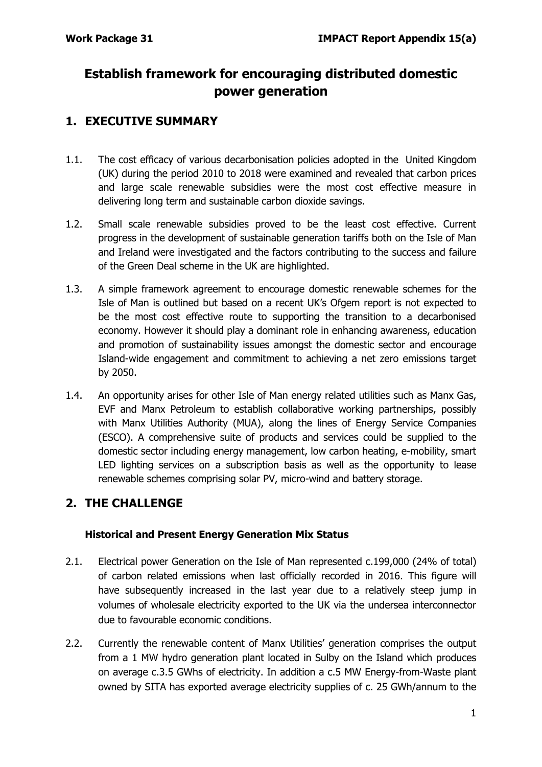# Establish framework for encouraging distributed domestic power generation

## 1. EXECUTIVE SUMMARY

1.1. The cost efficacy of various decarbonisation policies adopted in the United Kingdom (UK) during the period 2010 to 2018 were examined and revealed that carbon prices and large scale renewable subsidies were the most cost effective measure in delivering long term and sustainable carbon dioxide savings.

1.2. Small scale renewable subsidies proved to be the least cost effective. Current progress in the development of sustainable generation tariffs both on the Isle of Man and Ireland were investigated and the factors contributing to the success and failure of the Green Deal scheme in the UK are highlighted.

1.3. A simple framework agreement to encourage domestic renewable schemes for the Isle of Man is outlined but based on a recent UK's Ofgem report is not expected to be the most cost effective route to supporting the transition to a decarbonised economy. However it should play a dominant role in enhancing awareness, education and promotion of sustainability issues amongst the domestic sector and encourage Island-wide engagement and commitment to achieving a net zero emissions target by 2050.

1.4. An opportunity arises for other Isle of Man energy related utilities such as Manx Gas, EVF and Manx Petroleum to establish collaborative working partnerships, possibly with Manx Utilities Authority (MUA), along the lines of Energy Service Companies (ESCO). A comprehensive suite of products and services could be supplied to the domestic sector including energy management, low carbon heating, e-mobility, smart LED lighting services on a subscription basis as well as the opportunity to lease renewable schemes comprising solar PV, micro-wind and battery storage.

## 2. THE CHALLENGE

### Historical and Present Energy Generation Mix Status

2.1. Electrical power Generation on the Isle of Man represented c.199,000 (24% of total) of carbon related emissions when last officially recorded in 2016. This figure will have subsequently increased in the last year due to a relatively steep jump in volumes of wholesale electricity exported to the UK via the undersea interconnector due to favourable economic conditions.

2.2. Currently the renewable content of Manx Utilities' generation comprises the output from a 1 MW hydro generation plant located in Sulby on the Island which produces on average c.3.5 GWhs of electricity. In addition a c.5 MW Energy-from-Waste plant owned by SITA has exported average electricity supplies of c. 25 GWh/annum to the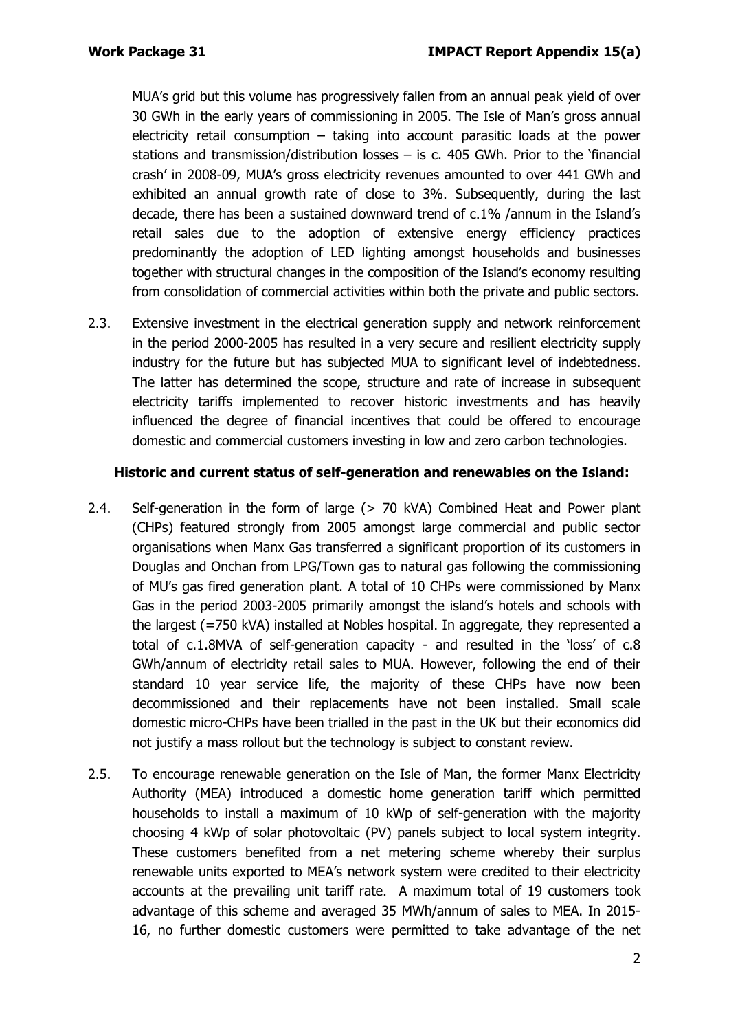MUA's grid but this volume has progressively fallen from an annual peak yield of over 30 GWh in the early years of commissioning in 2005. The Isle of Man's gross annual electricity retail consumption – taking into account parasitic loads at the power stations and transmission/distribution losses – is c. 405 GWh. Prior to the 'financial crash' in 2008-09, MUA's gross electricity revenues amounted to over 441 GWh and exhibited an annual growth rate of close to 3%. Subsequently, during the last decade, there has been a sustained downward trend of c.1% /annum in the Island's retail sales due to the adoption of extensive energy efficiency practices predominantly the adoption of LED lighting amongst households and businesses together with structural changes in the composition of the Island's economy resulting from consolidation of commercial activities within both the private and public sectors.

2.3. Extensive investment in the electrical generation supply and network reinforcement in the period 2000-2005 has resulted in a very secure and resilient electricity supply industry for the future but has subjected MUA to significant level of indebtedness. The latter has determined the scope, structure and rate of increase in subsequent electricity tariffs implemented to recover historic investments and has heavily influenced the degree of financial incentives that could be offered to encourage domestic and commercial customers investing in low and zero carbon technologies.

**Historic and current status of self-generation and renewables on the Island:**

2.4. Self-generation in the form of large (> 70 kVA) Combined Heat and Power plant (CHPs) featured strongly from 2005 amongst large commercial and public sector organisations when Manx Gas transferred a significant proportion of its customers in Douglas and Onchan from LPG/Town gas to natural gas following the commissioning of MU's gas fired generation plant. A total of 10 CHPs were commissioned by Manx Gas in the period 2003-2005 primarily amongst the island's hotels and schools with the largest (=750 kVA) installed at Nobles hospital. In aggregate, they represented a total of c.1.8MVA of self-generation capacity - and resulted in the 'loss' of c.8 GWh/annum of electricity retail sales to MUA. However, following the end of their standard 10 year service life, the majority of these CHPs have now been decommissioned and their replacements have not been installed. Small scale domestic micro-CHPs have been trialled in the past in the UK but their economics did not justify a mass rollout but the technology is subject to constant review.

2.5. To encourage renewable generation on the Isle of Man, the former Manx Electricity Authority (MEA) introduced a domestic home generation tariff which permitted households to install a maximum of 10 kWp of self-generation with the majority choosing 4 kWp of solar photovoltaic (PV) panels subject to local system integrity. These customers benefited from a net metering scheme whereby their surplus renewable units exported to MEA's network system were credited to their electricity accounts at the prevailing unit tariff rate. A maximum total of 19 customers took advantage of this scheme and averaged 35 MWh/annum of sales to MEA. In 2015-16, no further domestic customers were permitted to take advantage of the net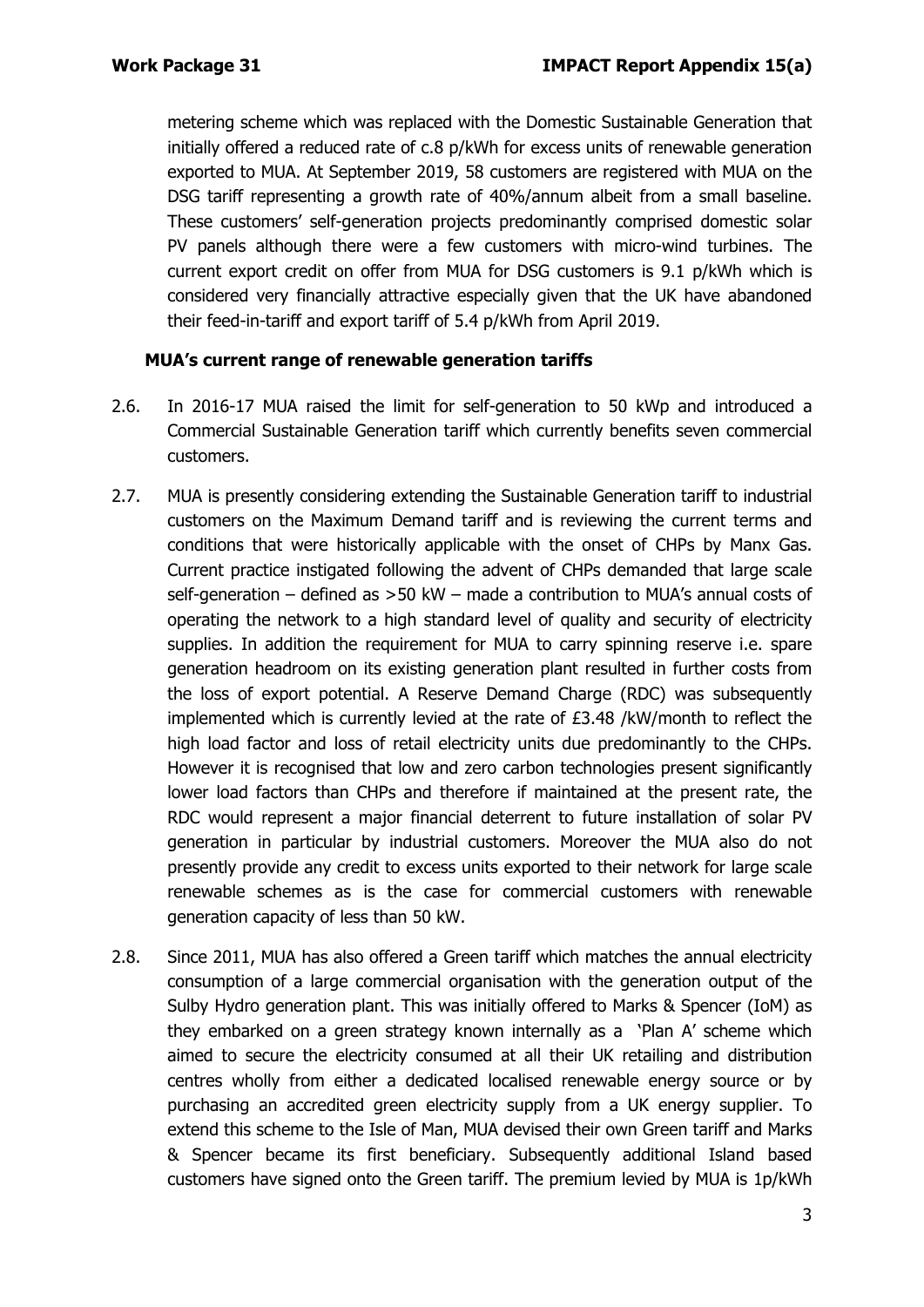metering scheme which was replaced with the Domestic Sustainable Generation that initially offered a reduced rate of c.8 p/kWh for excess units of renewable generation exported to MUA. At September 2019, 58 customers are registered with MUA on the DSG tariff representing a growth rate of 40%/annum albeit from a small baseline. These customers' self-generation projects predominantly comprised domestic solar PV panels although there were a few customers with micro-wind turbines. The current export credit on offer from MUA for DSG customers is 9.1 p/kWh which is considered very financially attractive especially given that the UK have abandoned their feed-in-tariff and export tariff of 5.4 p/kWh from April 2019.

**MUA's current range of renewable generation tariffs**

2.6. In 2016-17 MUA raised the limit for self-generation to 50 kWp and introduced a Commercial Sustainable Generation tariff which currently benefits seven commercial customers.

2.7. MUA is presently considering extending the Sustainable Generation tariff to industrial customers on the Maximum Demand tariff and is reviewing the current terms and conditions that were historically applicable with the onset of CHPs by Manx Gas. Current practice instigated following the advent of CHPs demanded that large scale self-generation – defined as >50 kW – made a contribution to MUA's annual costs of operating the network to a high standard level of quality and security of electricity supplies. In addition the requirement for MUA to carry spinning reserve i.e. spare generation headroom on its existing generation plant resulted in further costs from the loss of export potential. A Reserve Demand Charge (RDC) was subsequently implemented which is currently levied at the rate of £3.48 /kW/month to reflect the high load factor and loss of retail electricity units due predominantly to the CHPs. However it is recognised that low and zero carbon technologies present significantly lower load factors than CHPs and therefore if maintained at the present rate, the RDC would represent a major financial deterrent to future installation of solar PV generation in particular by industrial customers. Moreover the MUA also do not presently provide any credit to excess units exported to their network for large scale renewable schemes as is the case for commercial customers with renewable generation capacity of less than 50 kW.

2.8. Since 2011, MUA has also offered a Green tariff which matches the annual electricity consumption of a large commercial organisation with the generation output of the Sulby Hydro generation plant. This was initially offered to Marks & Spencer (IoM) as they embarked on a green strategy known internally as a 'Plan A' scheme which aimed to secure the electricity consumed at all their UK retailing and distribution centres wholly from either a dedicated localised renewable energy source or by purchasing an accredited green electricity supply from a UK energy supplier. To extend this scheme to the Isle of Man, MUA devised their own Green tariff and Marks & Spencer became its first beneficiary. Subsequently additional Island based customers have signed onto the Green tariff. The premium levied by MUA is 1p/kWh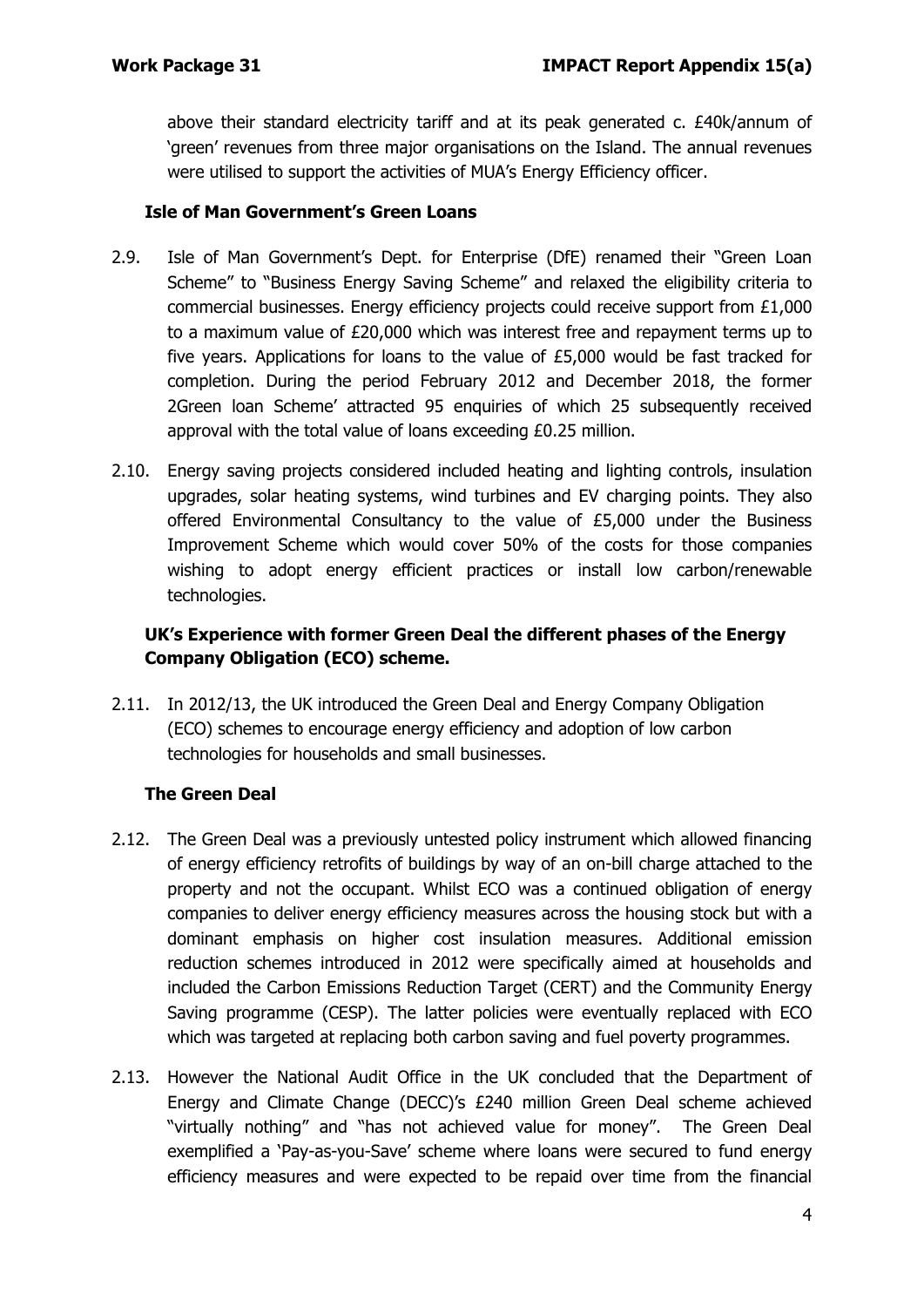above their standard electricity tariff and at its peak generated c. £40k/annum of 'green' revenues from three major organisations on the Island. The annual revenues were utilised to support the activities of MUA's Energy Efficiency officer.

### Isle of Man Government's Green Loans

2.9. Isle of Man Government's Dept. for Enterprise (DfE) renamed their "Green Loan Scheme" to "Business Energy Saving Scheme" and relaxed the eligibility criteria to commercial businesses. Energy efficiency projects could receive support from £1,000 to a maximum value of £20,000 which was interest free and repayment terms up to five years. Applications for loans to the value of £5,000 would be fast tracked for completion. During the period February 2012 and December 2018, the former 2Green loan Scheme' attracted 95 enquiries of which 25 subsequently received approval with the total value of loans exceeding £0.25 million.

2.10. Energy saving projects considered included heating and lighting controls, insulation upgrades, solar heating systems, wind turbines and EV charging points. They also offered Environmental Consultancy to the value of £5,000 under the Business Improvement Scheme which would cover 50% of the costs for those companies wishing to adopt energy efficient practices or install low carbon/renewable technologies.

### UK's Experience with former Green Deal the different phases of the Energy Company Obligation (ECO) scheme.

2.11. In 2012/13, the UK introduced the Green Deal and Energy Company Obligation (ECO) schemes to encourage energy efficiency and adoption of low carbon technologies for households and small businesses.

### The Green Deal

2.12. The Green Deal was a previously untested policy instrument which allowed financing of energy efficiency retrofits of buildings by way of an on-bill charge attached to the property and not the occupant. Whilst ECO was a continued obligation of energy companies to deliver energy efficiency measures across the housing stock but with a dominant emphasis on higher cost insulation measures. Additional emission reduction schemes introduced in 2012 were specifically aimed at households and included the Carbon Emissions Reduction Target (CERT) and the Community Energy Saving programme (CESP). The latter policies were eventually replaced with ECO which was targeted at replacing both carbon saving and fuel poverty programmes.

2.13. However the National Audit Office in the UK concluded that the Department of Energy and Climate Change (DECC)'s £240 million Green Deal scheme achieved "virtually nothing" and "has not achieved value for money". The Green Deal exemplified a 'Pay-as-you-Save' scheme where loans were secured to fund energy efficiency measures and were expected to be repaid over time from the financial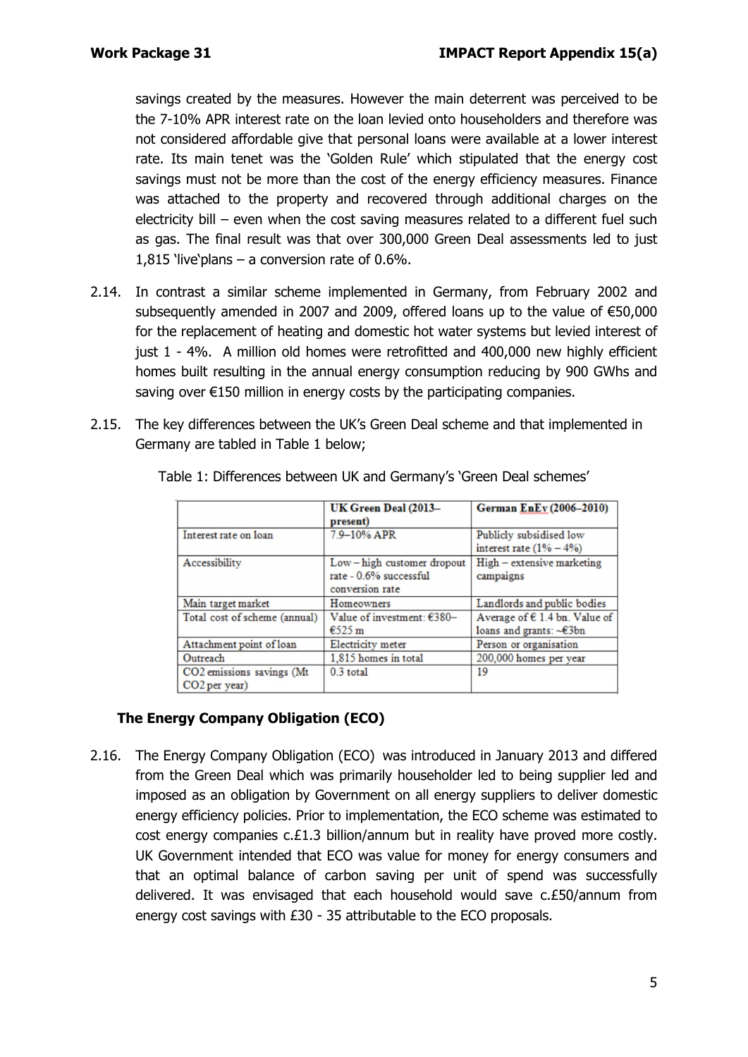savings created by the measures. However the main deterrent was perceived to be the 7-10% APR interest rate on the loan levied onto householders and therefore was not considered affordable give that personal loans were available at a lower interest rate. Its main tenet was the 'Golden Rule' which stipulated that the energy cost savings must not be more than the cost of the energy efficiency measures. Finance was attached to the property and recovered through additional charges on the electricity bill – even when the cost saving measures related to a different fuel such as gas. The final result was that over 300,000 Green Deal assessments led to just 1,815 'live'plans – a conversion rate of 0.6%.

2.14. In contrast a similar scheme implemented in Germany, from February 2002 and subsequently amended in 2007 and 2009, offered loans up to the value of €50,000 for the replacement of heating and domestic hot water systems but levied interest of just 1 - 4%. A million old homes were retrofitted and 400,000 new highly efficient homes built resulting in the annual energy consumption reducing by 900 GWhs and saving over €150 million in energy costs by the participating companies.

2.15. The key differences between the UK's Green Deal scheme and that implemented in Germany are tabled in Table 1 below;

Table 1: Differences between UK and Germany's 'Green Deal schemes'

| | UK Green Deal (2013–present) | German EnEv (2006–2010) |
|---|---|---|
| Interest rate on loan | 7.9–10% APR | Publicly subsidised low interest rate (1% – 4%) |
| Accessibility | Low – high customer dropout rate - 0.6% successful conversion rate | High – extensive marketing campaigns |
| Main target market | Homeowners | Landlords and public bodies |
| Total cost of scheme (annual) | Value of investment: €380–€525 m | Average of € 1.4 bn. Value of loans and grants: ~€3bn |
| Attachment point of loan | Electricity meter | Person or organisation |
| Outreach | 1,815 homes in total | 200,000 homes per year |
| $CO_2$ emissions savings (Mt $CO_2$ per year) | 0.3 total | 19 |

### The Energy Company Obligation (ECO)

2.16. The Energy Company Obligation (ECO) was introduced in January 2013 and differed from the Green Deal which was primarily householder led to being supplier led and imposed as an obligation by Government on all energy suppliers to deliver domestic energy efficiency policies. Prior to implementation, the ECO scheme was estimated to cost energy companies c.£1.3 billion/annum but in reality have proved more costly. UK Government intended that ECO was value for money for energy consumers and that an optimal balance of carbon saving per unit of spend was successfully delivered. It was envisaged that each household would save c.£50/annum from energy cost savings with £30 - 35 attributable to the ECO proposals.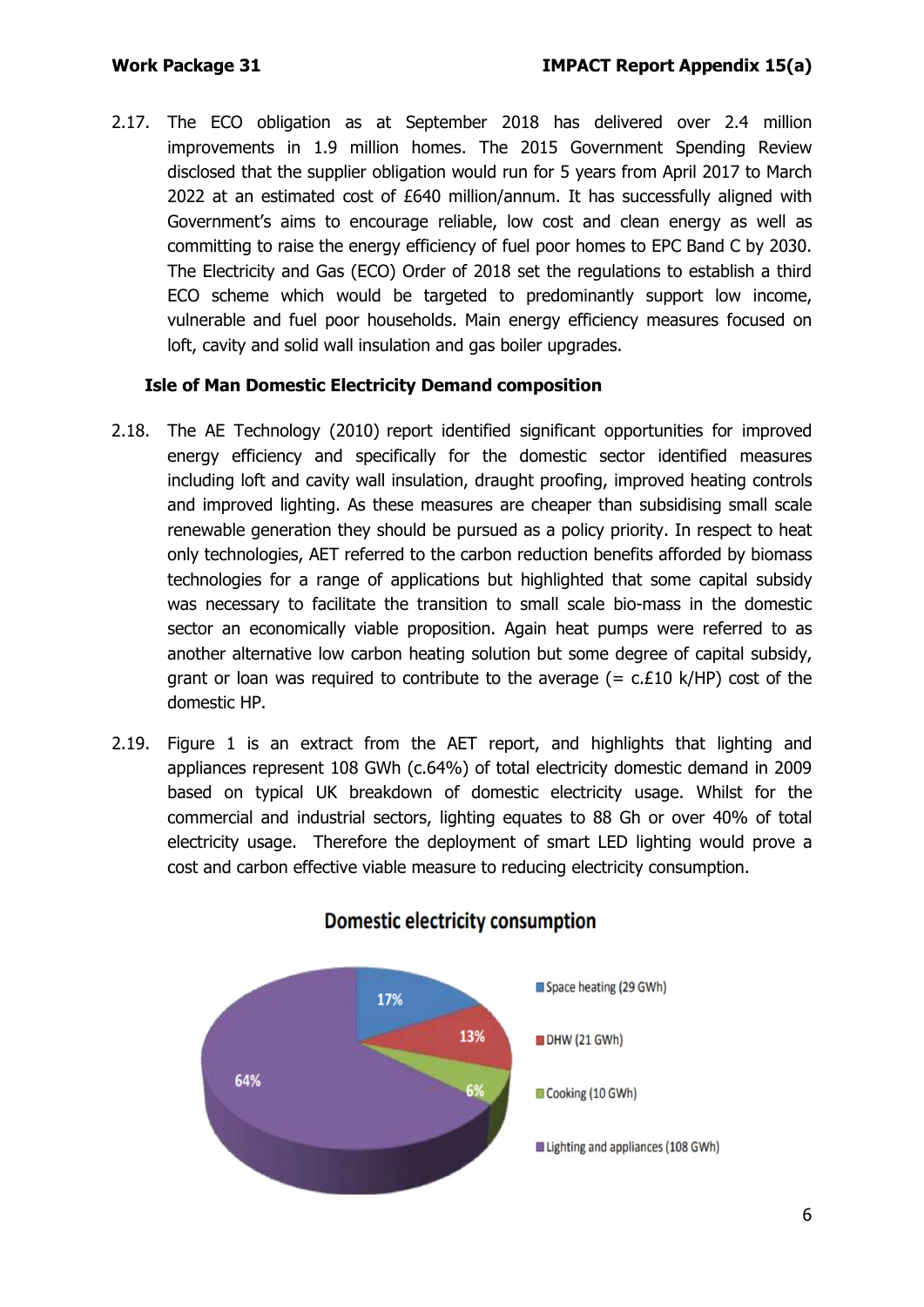2.17. The ECO obligation as at September 2018 has delivered over 2.4 million improvements in 1.9 million homes. The 2015 Government Spending Review disclosed that the supplier obligation would run for 5 years from April 2017 to March 2022 at an estimated cost of £640 million/annum. It has successfully aligned with Government's aims to encourage reliable, low cost and clean energy as well as committing to raise the energy efficiency of fuel poor homes to EPC Band C by 2030. The Electricity and Gas (ECO) Order of 2018 set the regulations to establish a third ECO scheme which would be targeted to predominantly support low income, vulnerable and fuel poor households. Main energy efficiency measures focused on loft, cavity and solid wall insulation and gas boiler upgrades.

**Isle of Man Domestic Electricity Demand composition**

2.18. The AE Technology (2010) report identified significant opportunities for improved energy efficiency and specifically for the domestic sector identified measures including loft and cavity wall insulation, draught proofing, improved heating controls and improved lighting. As these measures are cheaper than subsidising small scale renewable generation they should be pursued as a policy priority. In respect to heat only technologies, AET referred to the carbon reduction benefits afforded by biomass technologies for a range of applications but highlighted that some capital subsidy was necessary to facilitate the transition to small scale bio-mass in the domestic sector an economically viable proposition. Again heat pumps were referred to as another alternative low carbon heating solution but some degree of capital subsidy, grant or loan was required to contribute to the average (= c.£10 k/HP) cost of the domestic HP.

2.19. Figure 1 is an extract from the AET report, and highlights that lighting and appliances represent 108 GWh (c.64%) of total electricity domestic demand in 2009 based on typical UK breakdown of domestic electricity usage. Whilst for the commercial and industrial sectors, lighting equates to 88 Gh or over 40% of total electricity usage. Therefore the deployment of smart LED lighting would prove a cost and carbon effective viable measure to reducing electricity consumption.

**Domestic electricity consumption**

| Category | Consumption | Share |
|---|---|---|
| Space heating | 29 GWh | 17% |
| DHW | 21 GWh | 13% |
| Cooking | 10 GWh | 6% |
| Lighting and appliances | 108 GWh | 64% |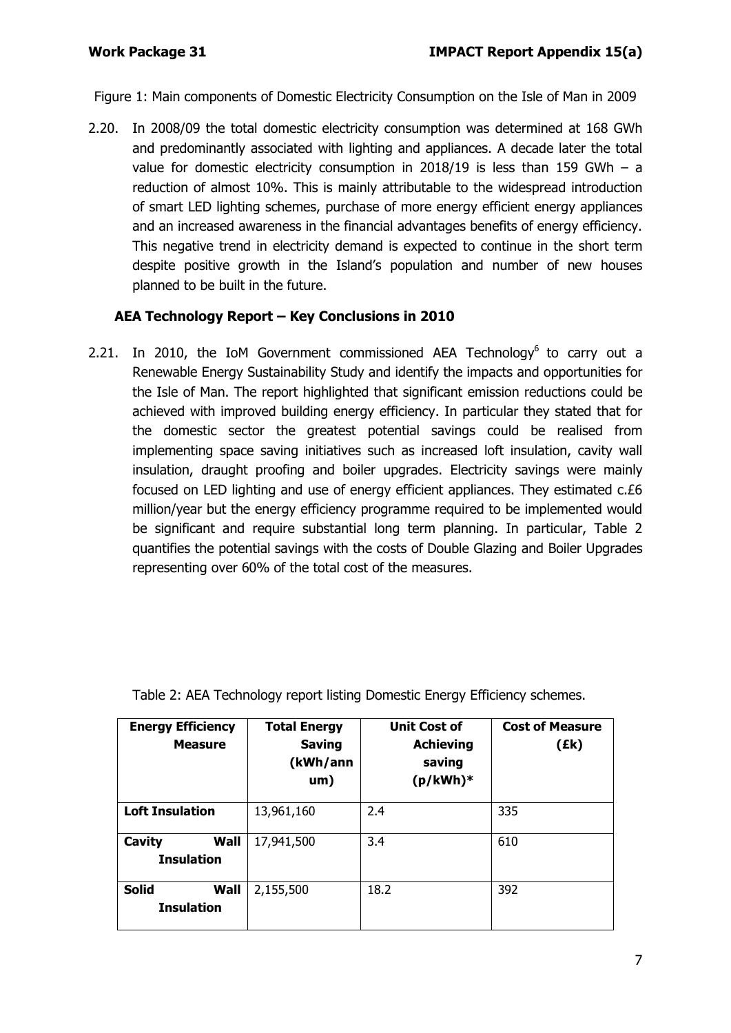Figure 1: Main components of Domestic Electricity Consumption on the Isle of Man in 2009

2.20. In 2008/09 the total domestic electricity consumption was determined at 168 GWh and predominantly associated with lighting and appliances. A decade later the total value for domestic electricity consumption in 2018/19 is less than 159 GWh – a reduction of almost 10%. This is mainly attributable to the widespread introduction of smart LED lighting schemes, purchase of more energy efficient energy appliances and an increased awareness in the financial advantages benefits of energy efficiency. This negative trend in electricity demand is expected to continue in the short term despite positive growth in the Island's population and number of new houses planned to be built in the future.

### AEA Technology Report – Key Conclusions in 2010

2.21. In 2010, the IoM Government commissioned AEA Technology[6] to carry out a Renewable Energy Sustainability Study and identify the impacts and opportunities for the Isle of Man. The report highlighted that significant emission reductions could be achieved with improved building energy efficiency. In particular they stated that for the domestic sector the greatest potential savings could be realised from implementing space saving initiatives such as increased loft insulation, cavity wall insulation, draught proofing and boiler upgrades. Electricity savings were mainly focused on LED lighting and use of energy efficient appliances. They estimated c.£6 million/year but the energy efficiency programme required to be implemented would be significant and require substantial long term planning. In particular, Table 2 quantifies the potential savings with the costs of Double Glazing and Boiler Upgrades representing over 60% of the total cost of the measures.

Table 2: AEA Technology report listing Domestic Energy Efficiency schemes.

| Energy Efficiency Measure | Total Energy Saving (kWh/annum) | Unit Cost of Achieving saving (p/kWh)* | Cost of Measure (£k) |
|---|---|---|---|
| **Loft Insulation** | 13,961,160 | 2.4 | 335 |
| **Cavity Wall Insulation** | 17,941,500 | 3.4 | 610 |
| **Solid Wall Insulation** | 2,155,500 | 18.2 | 392 |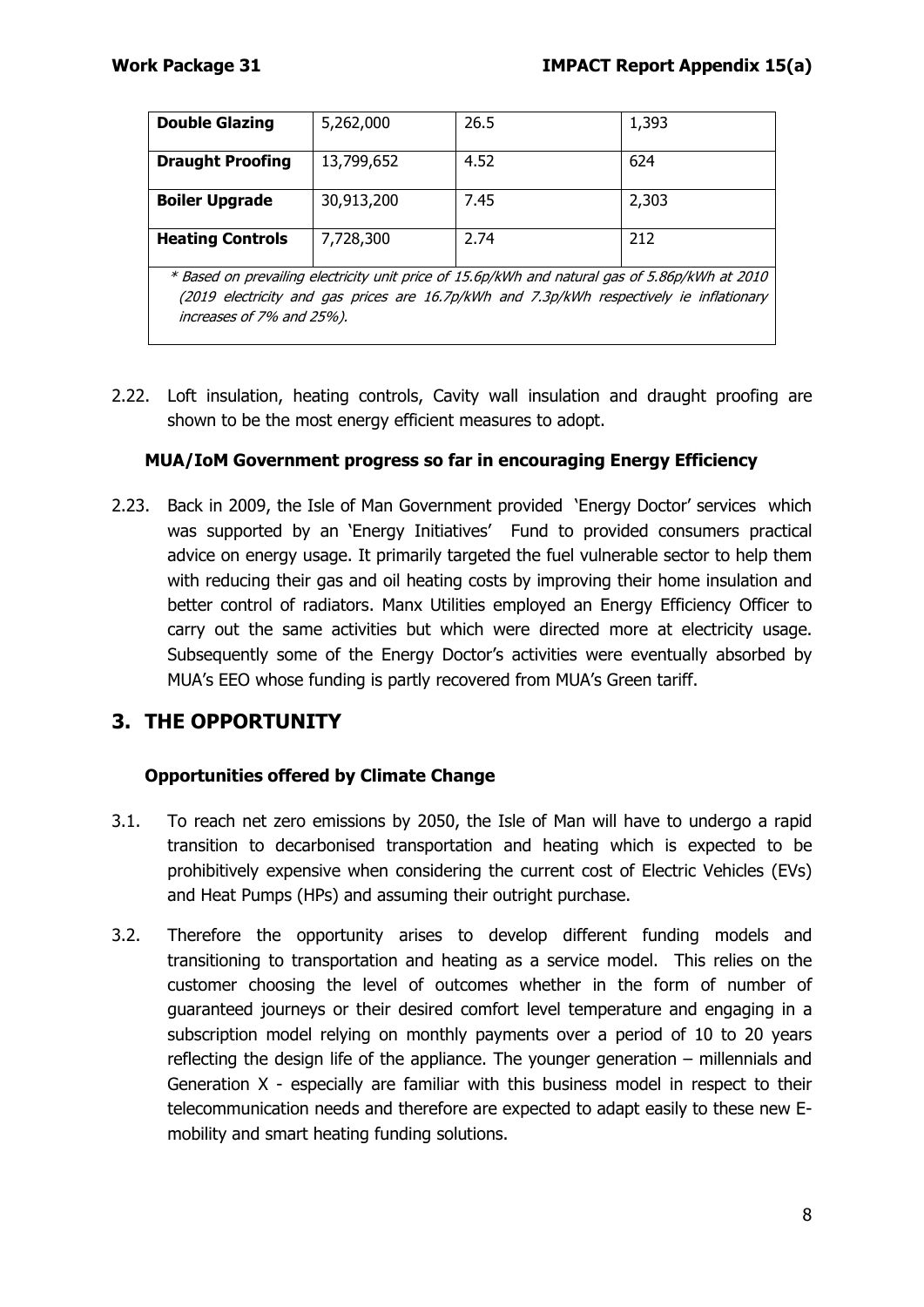| Double Glazing | 5,262,000 | 26.5 | 1,393 |
|---|---|---|---|
| **Draught Proofing** | 13,799,652 | 4.52 | 624 |
| **Boiler Upgrade** | 30,913,200 | 7.45 | 2,303 |
| **Heating Controls** | 7,728,300 | 2.74 | 212 |

*\* Based on prevailing electricity unit price of 15.6p/kWh and natural gas of 5.86p/kWh at 2010 (2019 electricity and gas prices are 16.7p/kWh and 7.3p/kWh respectively ie inflationary increases of 7% and 25%).*

2.22. Loft insulation, heating controls, Cavity wall insulation and draught proofing are shown to be the most energy efficient measures to adopt.

### MUA/IoM Government progress so far in encouraging Energy Efficiency

2.23. Back in 2009, the Isle of Man Government provided 'Energy Doctor' services which was supported by an 'Energy Initiatives' Fund to provided consumers practical advice on energy usage. It primarily targeted the fuel vulnerable sector to help them with reducing their gas and oil heating costs by improving their home insulation and better control of radiators. Manx Utilities employed an Energy Efficiency Officer to carry out the same activities but which were directed more at electricity usage. Subsequently some of the Energy Doctor's activities were eventually absorbed by MUA's EEO whose funding is partly recovered from MUA's Green tariff.

## 3. THE OPPORTUNITY

### Opportunities offered by Climate Change

3.1. To reach net zero emissions by 2050, the Isle of Man will have to undergo a rapid transition to decarbonised transportation and heating which is expected to be prohibitively expensive when considering the current cost of Electric Vehicles (EVs) and Heat Pumps (HPs) and assuming their outright purchase.

3.2. Therefore the opportunity arises to develop different funding models and transitioning to transportation and heating as a service model. This relies on the customer choosing the level of outcomes whether in the form of number of guaranteed journeys or their desired comfort level temperature and engaging in a subscription model relying on monthly payments over a period of 10 to 20 years reflecting the design life of the appliance. The younger generation – millennials and Generation X - especially are familiar with this business model in respect to their telecommunication needs and therefore are expected to adapt easily to these new E-mobility and smart heating funding solutions.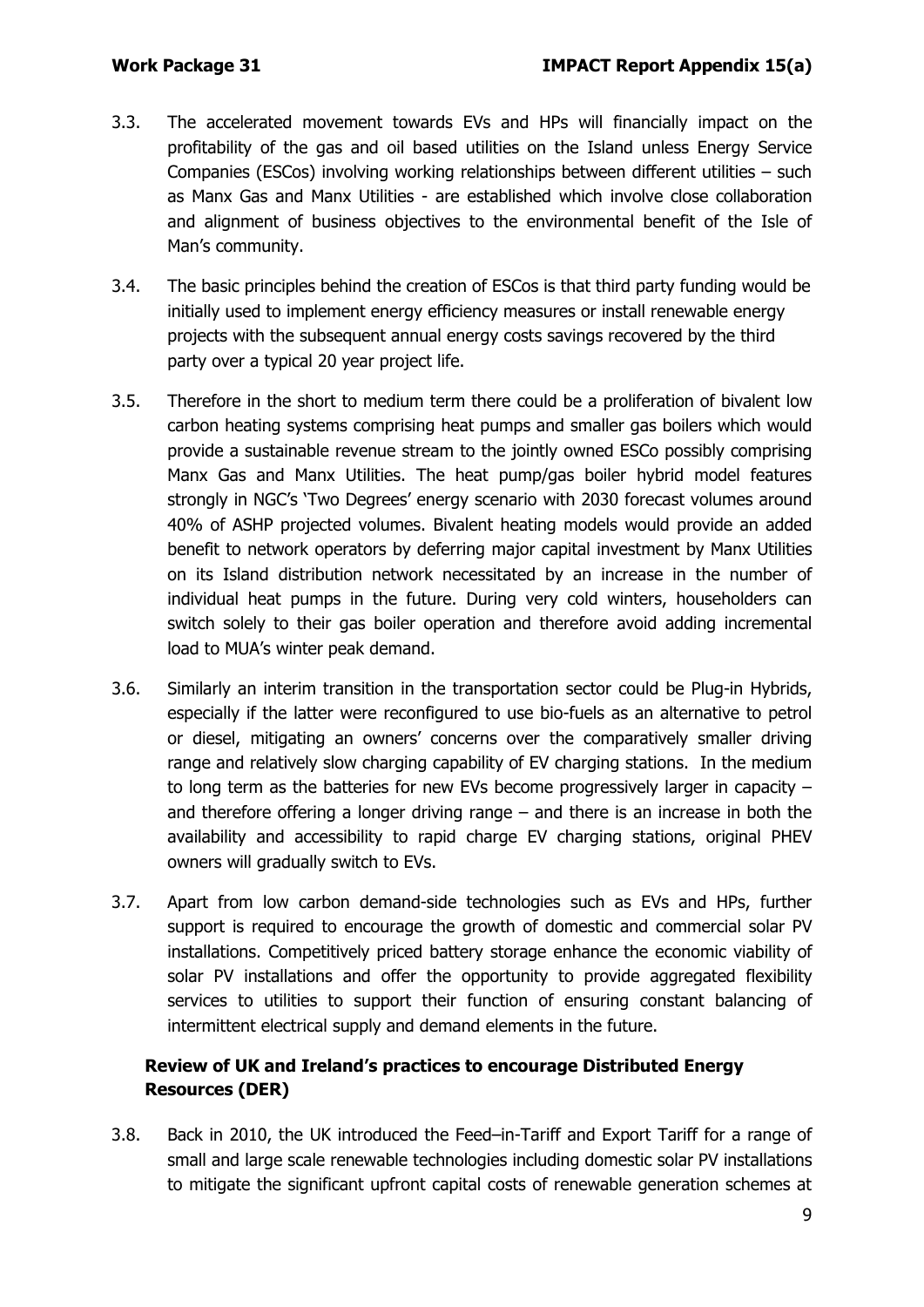3.3. The accelerated movement towards EVs and HPs will financially impact on the profitability of the gas and oil based utilities on the Island unless Energy Service Companies (ESCos) involving working relationships between different utilities – such as Manx Gas and Manx Utilities - are established which involve close collaboration and alignment of business objectives to the environmental benefit of the Isle of Man's community.

3.4. The basic principles behind the creation of ESCos is that third party funding would be initially used to implement energy efficiency measures or install renewable energy projects with the subsequent annual energy costs savings recovered by the third party over a typical 20 year project life.

3.5. Therefore in the short to medium term there could be a proliferation of bivalent low carbon heating systems comprising heat pumps and smaller gas boilers which would provide a sustainable revenue stream to the jointly owned ESCo possibly comprising Manx Gas and Manx Utilities. The heat pump/gas boiler hybrid model features strongly in NGC's 'Two Degrees' energy scenario with 2030 forecast volumes around 40% of ASHP projected volumes. Bivalent heating models would provide an added benefit to network operators by deferring major capital investment by Manx Utilities on its Island distribution network necessitated by an increase in the number of individual heat pumps in the future. During very cold winters, householders can switch solely to their gas boiler operation and therefore avoid adding incremental load to MUA's winter peak demand.

3.6. Similarly an interim transition in the transportation sector could be Plug-in Hybrids, especially if the latter were reconfigured to use bio-fuels as an alternative to petrol or diesel, mitigating an owners' concerns over the comparatively smaller driving range and relatively slow charging capability of EV charging stations. In the medium to long term as the batteries for new EVs become progressively larger in capacity – and therefore offering a longer driving range – and there is an increase in both the availability and accessibility to rapid charge EV charging stations, original PHEV owners will gradually switch to EVs.

3.7. Apart from low carbon demand-side technologies such as EVs and HPs, further support is required to encourage the growth of domestic and commercial solar PV installations. Competitively priced battery storage enhance the economic viability of solar PV installations and offer the opportunity to provide aggregated flexibility services to utilities to support their function of ensuring constant balancing of intermittent electrical supply and demand elements in the future.

### Review of UK and Ireland's practices to encourage Distributed Energy Resources (DER)

3.8. Back in 2010, the UK introduced the Feed–in-Tariff and Export Tariff for a range of small and large scale renewable technologies including domestic solar PV installations to mitigate the significant upfront capital costs of renewable generation schemes at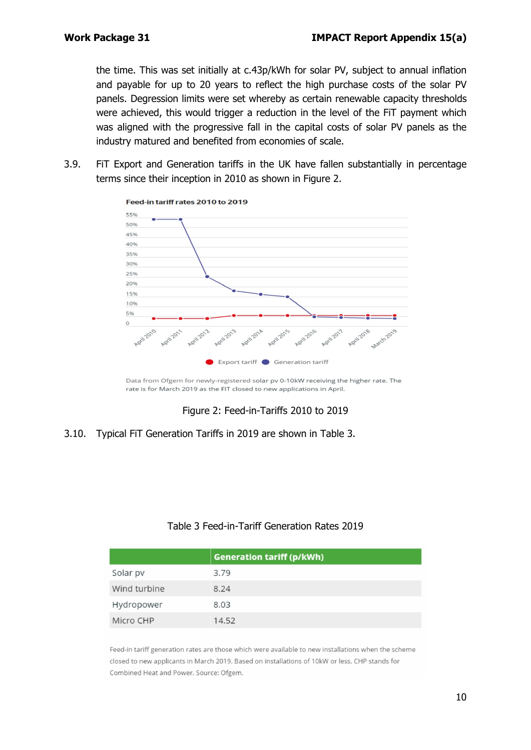the time. This was set initially at c.43p/kWh for solar PV, subject to annual inflation and payable for up to 20 years to reflect the high purchase costs of the solar PV panels. Degression limits were set whereby as certain renewable capacity thresholds were achieved, this would trigger a reduction in the level of the FiT payment which was aligned with the progressive fall in the capital costs of solar PV panels as the industry matured and benefited from economies of scale.

3.9. FiT Export and Generation tariffs in the UK have fallen substantially in percentage terms since their inception in 2010 as shown in Figure 2.

Feed-in tariff rates 2010 to 2019

Data from Ofgem for newly-registered solar pv 0-10kW receiving the higher rate. The rate is for March 2019 as the FIT closed to new applications in April.

Figure 2: Feed-in-Tariffs 2010 to 2019

3.10. Typical FiT Generation Tariffs in 2019 are shown in Table 3.

Table 3 Feed-in-Tariff Generation Rates 2019

| | Generation tariff (p/kWh) |
|---|---|
| Solar pv | 3.79 |
| Wind turbine | 8.24 |
| Hydropower | 8.03 |
| Micro CHP | 14.52 |

Feed-in tariff generation rates are those which were available to new installations when the scheme closed to new applicants in March 2019. Based on installations of 10kW or less. CHP stands for Combined Heat and Power. Source: Ofgem.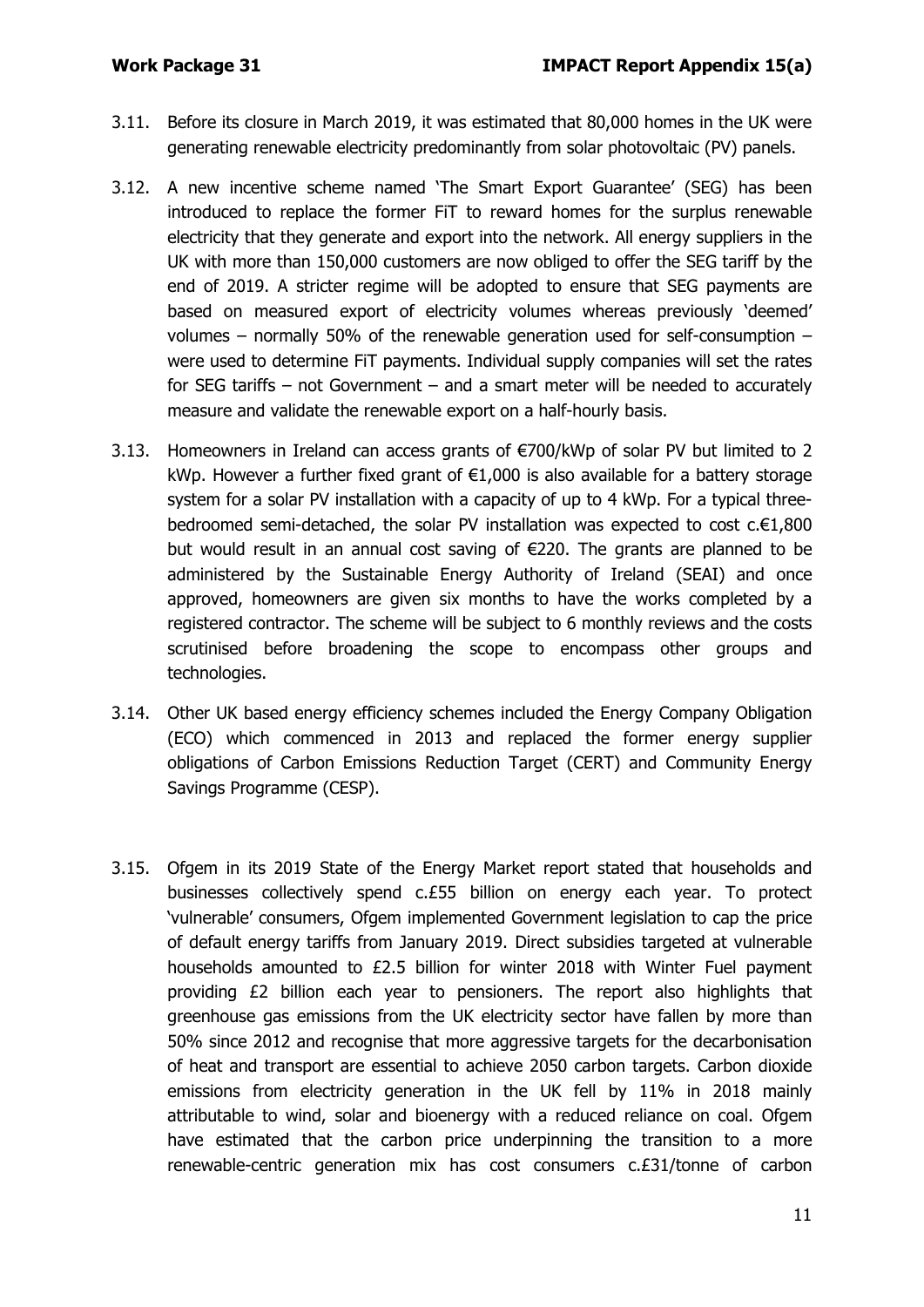3.11. Before its closure in March 2019, it was estimated that 80,000 homes in the UK were generating renewable electricity predominantly from solar photovoltaic (PV) panels.

3.12. A new incentive scheme named 'The Smart Export Guarantee' (SEG) has been introduced to replace the former FiT to reward homes for the surplus renewable electricity that they generate and export into the network. All energy suppliers in the UK with more than 150,000 customers are now obliged to offer the SEG tariff by the end of 2019. A stricter regime will be adopted to ensure that SEG payments are based on measured export of electricity volumes whereas previously 'deemed' volumes – normally 50% of the renewable generation used for self-consumption – were used to determine FiT payments. Individual supply companies will set the rates for SEG tariffs – not Government – and a smart meter will be needed to accurately measure and validate the renewable export on a half-hourly basis.

3.13. Homeowners in Ireland can access grants of €700/kWp of solar PV but limited to 2 kWp. However a further fixed grant of €1,000 is also available for a battery storage system for a solar PV installation with a capacity of up to 4 kWp. For a typical three-bedroomed semi-detached, the solar PV installation was expected to cost c.€1,800 but would result in an annual cost saving of €220. The grants are planned to be administered by the Sustainable Energy Authority of Ireland (SEAI) and once approved, homeowners are given six months to have the works completed by a registered contractor. The scheme will be subject to 6 monthly reviews and the costs scrutinised before broadening the scope to encompass other groups and technologies.

3.14. Other UK based energy efficiency schemes included the Energy Company Obligation (ECO) which commenced in 2013 and replaced the former energy supplier obligations of Carbon Emissions Reduction Target (CERT) and Community Energy Savings Programme (CESP).

3.15. Ofgem in its 2019 State of the Energy Market report stated that households and businesses collectively spend c.£55 billion on energy each year. To protect 'vulnerable' consumers, Ofgem implemented Government legislation to cap the price of default energy tariffs from January 2019. Direct subsidies targeted at vulnerable households amounted to £2.5 billion for winter 2018 with Winter Fuel payment providing £2 billion each year to pensioners. The report also highlights that greenhouse gas emissions from the UK electricity sector have fallen by more than 50% since 2012 and recognise that more aggressive targets for the decarbonisation of heat and transport are essential to achieve 2050 carbon targets. Carbon dioxide emissions from electricity generation in the UK fell by 11% in 2018 mainly attributable to wind, solar and bioenergy with a reduced reliance on coal. Ofgem have estimated that the carbon price underpinning the transition to a more renewable-centric generation mix has cost consumers c.£31/tonne of carbon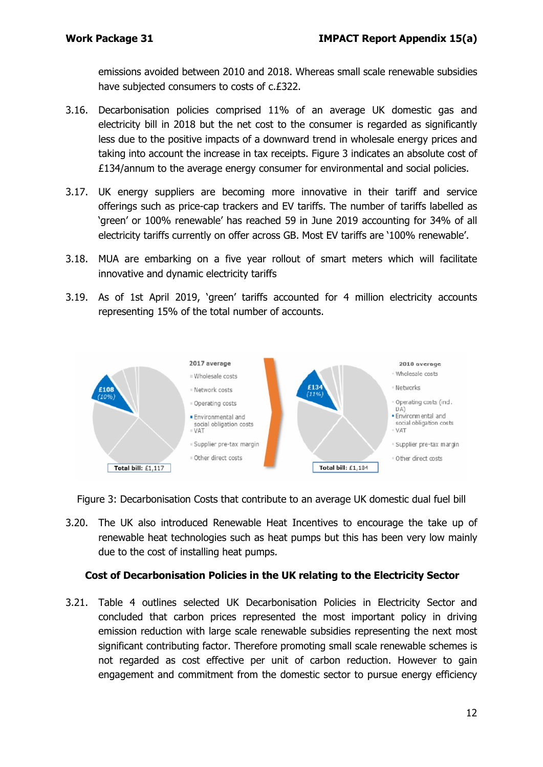emissions avoided between 2010 and 2018. Whereas small scale renewable subsidies have subjected consumers to costs of c.£322.

3.16. Decarbonisation policies comprised 11% of an average UK domestic gas and electricity bill in 2018 but the net cost to the consumer is regarded as significantly less due to the positive impacts of a downward trend in wholesale energy prices and taking into account the increase in tax receipts. Figure 3 indicates an absolute cost of £134/annum to the average energy consumer for environmental and social policies.

3.17. UK energy suppliers are becoming more innovative in their tariff and service offerings such as price-cap trackers and EV tariffs. The number of tariffs labelled as 'green' or 100% renewable' has reached 59 in June 2019 accounting for 34% of all electricity tariffs currently on offer across GB. Most EV tariffs are '100% renewable'.

3.18. MUA are embarking on a five year rollout of smart meters which will facilitate innovative and dynamic electricity tariffs

3.19. As of 1st April 2019, 'green' tariffs accounted for 4 million electricity accounts representing 15% of the total number of accounts.

Figure 3: Decarbonisation Costs that contribute to an average UK domestic dual fuel bill

3.20. The UK also introduced Renewable Heat Incentives to encourage the take up of renewable heat technologies such as heat pumps but this has been very low mainly due to the cost of installing heat pumps.

**Cost of Decarbonisation Policies in the UK relating to the Electricity Sector**

3.21. Table 4 outlines selected UK Decarbonisation Policies in Electricity Sector and concluded that carbon prices represented the most important policy in driving emission reduction with large scale renewable subsidies representing the next most significant contributing factor. Therefore promoting small scale renewable schemes is not regarded as cost effective per unit of carbon reduction. However to gain engagement and commitment from the domestic sector to pursue energy efficiency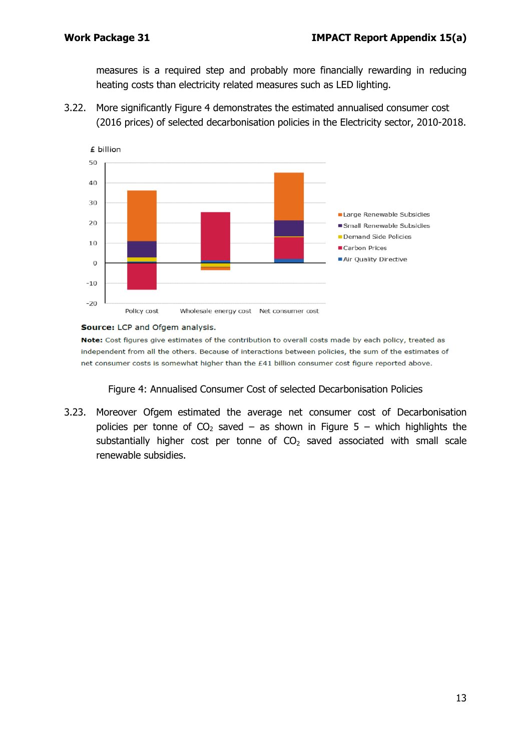measures is a required step and probably more financially rewarding in reducing heating costs than electricity related measures such as LED lighting.

3.22. More significantly Figure 4 demonstrates the estimated annualised consumer cost (2016 prices) of selected decarbonisation policies in the Electricity sector, 2010-2018.

**Source:** LCP and Ofgem analysis.

**Note:** Cost figures give estimates of the contribution to overall costs made by each policy, treated as independent from all the others. Because of interactions between policies, the sum of the estimates of net consumer costs is somewhat higher than the £41 billion consumer cost figure reported above.

Figure 4: Annualised Consumer Cost of selected Decarbonisation Policies

3.23. Moreover Ofgem estimated the average net consumer cost of Decarbonisation policies per tonne of $CO_2$ saved – as shown in Figure 5 – which highlights the substantially higher cost per tonne of $CO_2$ saved associated with small scale renewable subsidies.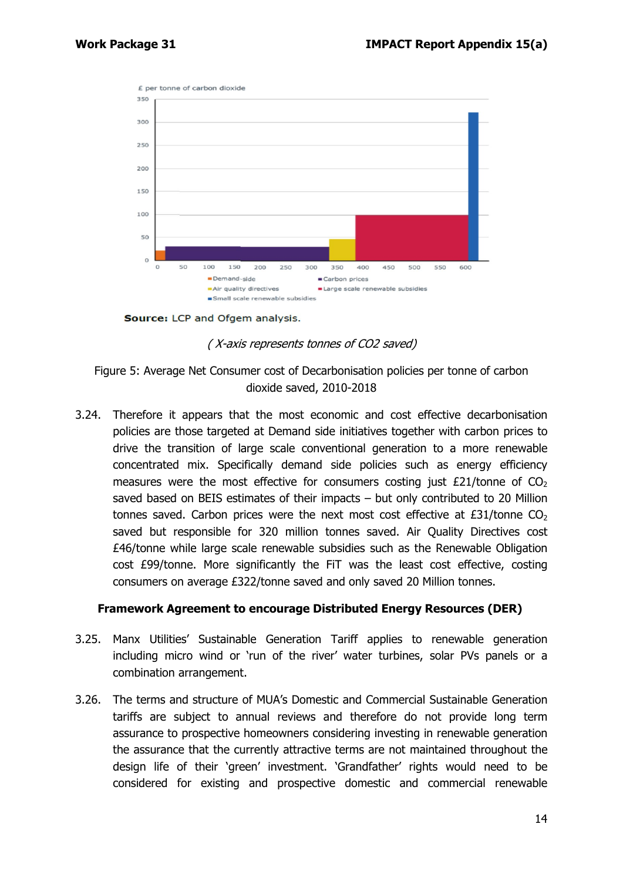£ per tonne of carbon dioxide

Source: LCP and Ofgem analysis.

*( X-axis represents tonnes of CO2 saved)*

Figure 5: Average Net Consumer cost of Decarbonisation policies per tonne of carbon dioxide saved, 2010-2018

3.24. Therefore it appears that the most economic and cost effective decarbonisation policies are those targeted at Demand side initiatives together with carbon prices to drive the transition of large scale conventional generation to a more renewable concentrated mix. Specifically demand side policies such as energy efficiency measures were the most effective for consumers costing just £21/tonne of $CO_2$ saved based on BEIS estimates of their impacts – but only contributed to 20 Million tonnes saved. Carbon prices were the next most cost effective at £31/tonne $CO_2$ saved but responsible for 320 million tonnes saved. Air Quality Directives cost £46/tonne while large scale renewable subsidies such as the Renewable Obligation cost £99/tonne. More significantly the FiT was the least cost effective, costing consumers on average £322/tonne saved and only saved 20 Million tonnes.

### Framework Agreement to encourage Distributed Energy Resources (DER)

3.25. Manx Utilities' Sustainable Generation Tariff applies to renewable generation including micro wind or 'run of the river' water turbines, solar PVs panels or a combination arrangement.

3.26. The terms and structure of MUA's Domestic and Commercial Sustainable Generation tariffs are subject to annual reviews and therefore do not provide long term assurance to prospective homeowners considering investing in renewable generation the assurance that the currently attractive terms are not maintained throughout the design life of their 'green' investment. 'Grandfather' rights would need to be considered for existing and prospective domestic and commercial renewable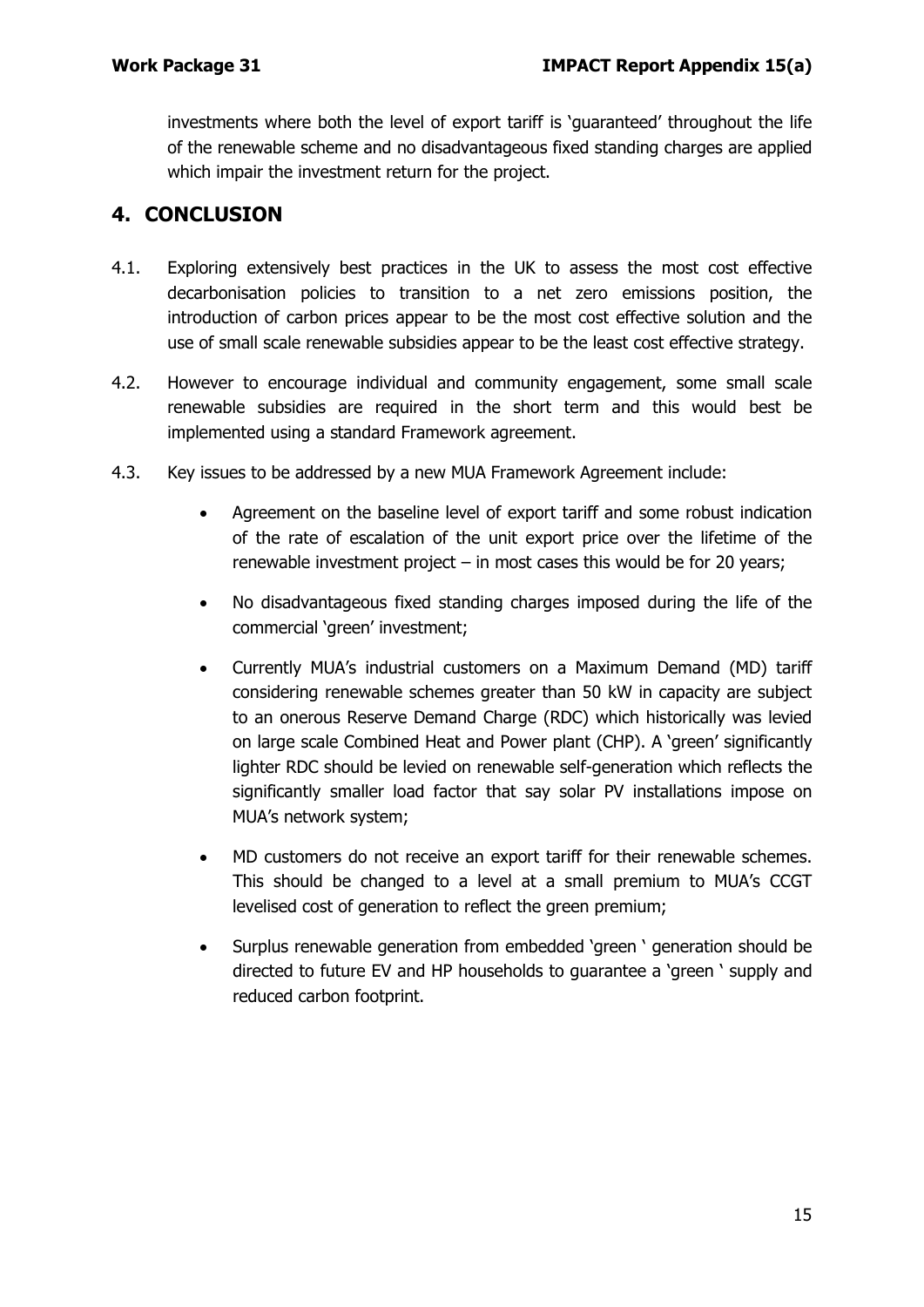investments where both the level of export tariff is 'guaranteed' throughout the life of the renewable scheme and no disadvantageous fixed standing charges are applied which impair the investment return for the project.

## 4. CONCLUSION

4.1. Exploring extensively best practices in the UK to assess the most cost effective decarbonisation policies to transition to a net zero emissions position, the introduction of carbon prices appear to be the most cost effective solution and the use of small scale renewable subsidies appear to be the least cost effective strategy.

4.2. However to encourage individual and community engagement, some small scale renewable subsidies are required in the short term and this would best be implemented using a standard Framework agreement.

4.3. Key issues to be addressed by a new MUA Framework Agreement include:

- Agreement on the baseline level of export tariff and some robust indication of the rate of escalation of the unit export price over the lifetime of the renewable investment project – in most cases this would be for 20 years;
- No disadvantageous fixed standing charges imposed during the life of the commercial 'green' investment;
- Currently MUA's industrial customers on a Maximum Demand (MD) tariff considering renewable schemes greater than 50 kW in capacity are subject to an onerous Reserve Demand Charge (RDC) which historically was levied on large scale Combined Heat and Power plant (CHP). A 'green' significantly lighter RDC should be levied on renewable self-generation which reflects the significantly smaller load factor that say solar PV installations impose on MUA's network system;
- MD customers do not receive an export tariff for their renewable schemes. This should be changed to a level at a small premium to MUA's CCGT levelised cost of generation to reflect the green premium;
- Surplus renewable generation from embedded 'green ' generation should be directed to future EV and HP households to guarantee a 'green ' supply and reduced carbon footprint.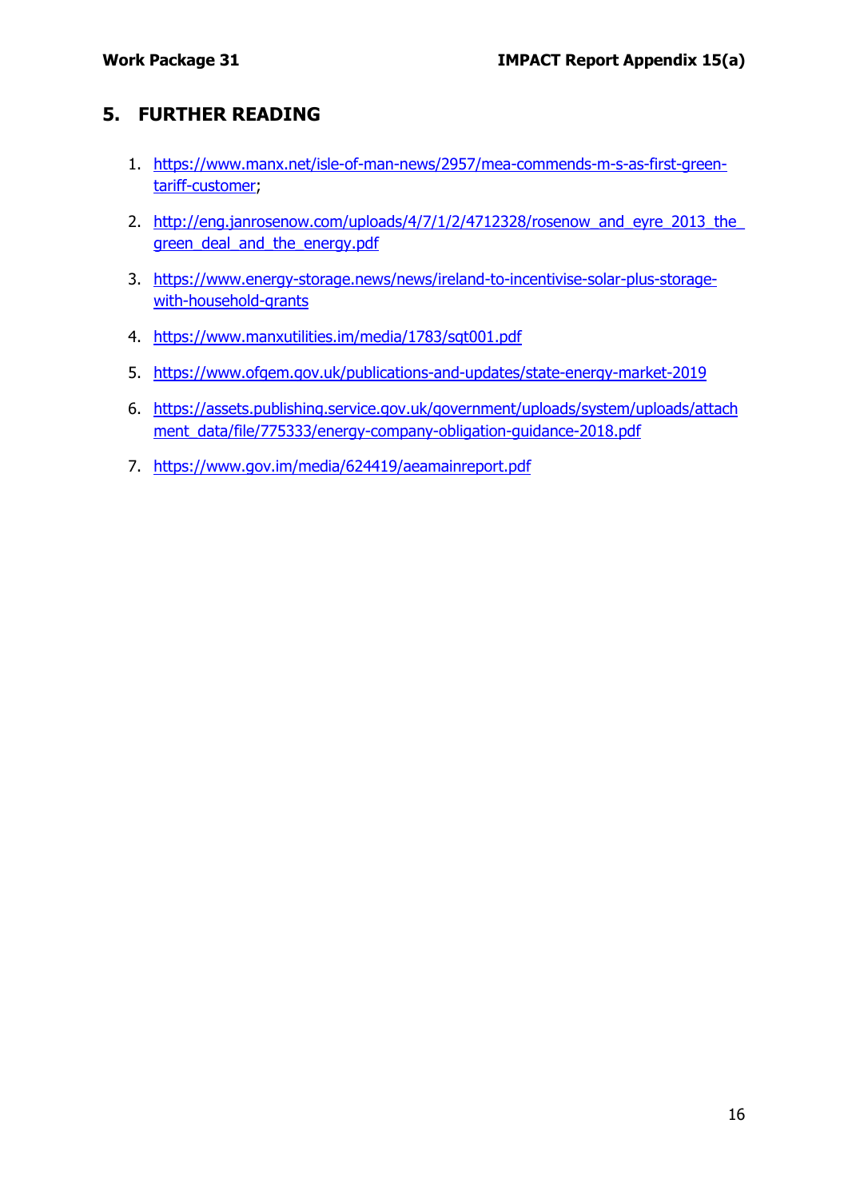## 5. FURTHER READING

1. https://www.manx.net/isle-of-man-news/2957/mea-commends-m-s-as-first-green-tariff-customer;
2. http://eng.janrosenow.com/uploads/4/7/1/2/4712328/rosenow_and_eyre_2013_the_green_deal_and_the_energy.pdf
3. https://www.energy-storage.news/news/ireland-to-incentivise-solar-plus-storage-with-household-grants
4. https://www.manxutilities.im/media/1783/sgt001.pdf
5. https://www.ofgem.gov.uk/publications-and-updates/state-energy-market-2019
6. https://assets.publishing.service.gov.uk/government/uploads/system/uploads/attachment_data/file/775333/energy-company-obligation-guidance-2018.pdf
7. https://www.gov.im/media/624419/aeamainreport.pdf